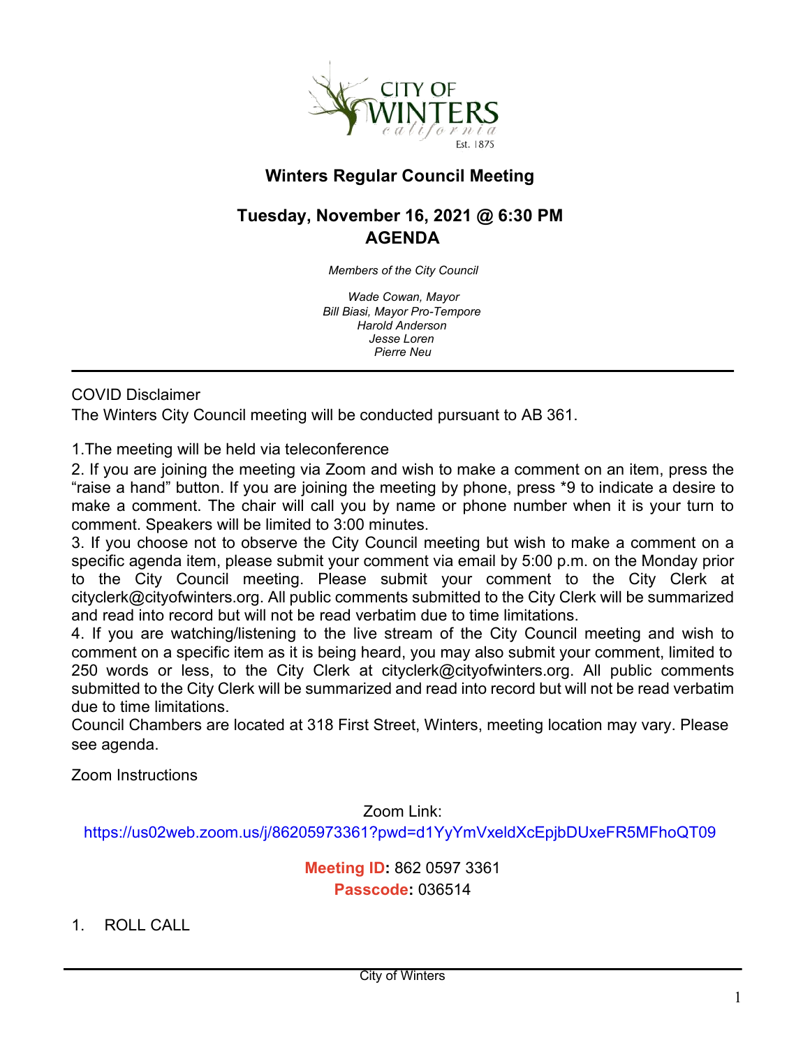# Winters Regular Council Meeting

## Tuesday, November 16, 2021 @ 6:30 PM
## AGENDA

*Members of the City Council*

*Wade Cowan, Mayor*
*Bill Biasi, Mayor Pro-Tempore*
*Harold Anderson*
*Jesse Loren*
*Pierre Neu*

---

COVID Disclaimer

The Winters City Council meeting will be conducted pursuant to AB 361.

1.The meeting will be held via teleconference

2. If you are joining the meeting via Zoom and wish to make a comment on an item, press the "raise a hand" button. If you are joining the meeting by phone, press *9 to indicate a desire to make a comment. The chair will call you by name or phone number when it is your turn to comment. Speakers will be limited to 3:00 minutes.

3. If you choose not to observe the City Council meeting but wish to make a comment on a specific agenda item, please submit your comment via email by 5:00 p.m. on the Monday prior to the City Council meeting. Please submit your comment to the City Clerk at cityclerk@cityofwinters.org. All public comments submitted to the City Clerk will be summarized and read into record but will not be read verbatim due to time limitations.

4. If you are watching/listening to the live stream of the City Council meeting and wish to comment on a specific item as it is being heard, you may also submit your comment, limited to 250 words or less, to the City Clerk at cityclerk@cityofwinters.org. All public comments submitted to the City Clerk will be summarized and read into record but will not be read verbatim due to time limitations.

Council Chambers are located at 318 First Street, Winters, meeting location may vary. Please see agenda.

Zoom Instructions

Zoom Link:
https://us02web.zoom.us/j/86205973361?pwd=d1YyYmVxeldXcEpjbDUxeFR5MFhoQT09

**Meeting ID:** 862 0597 3361
**Passcode:** 036514

1. ROLL CALL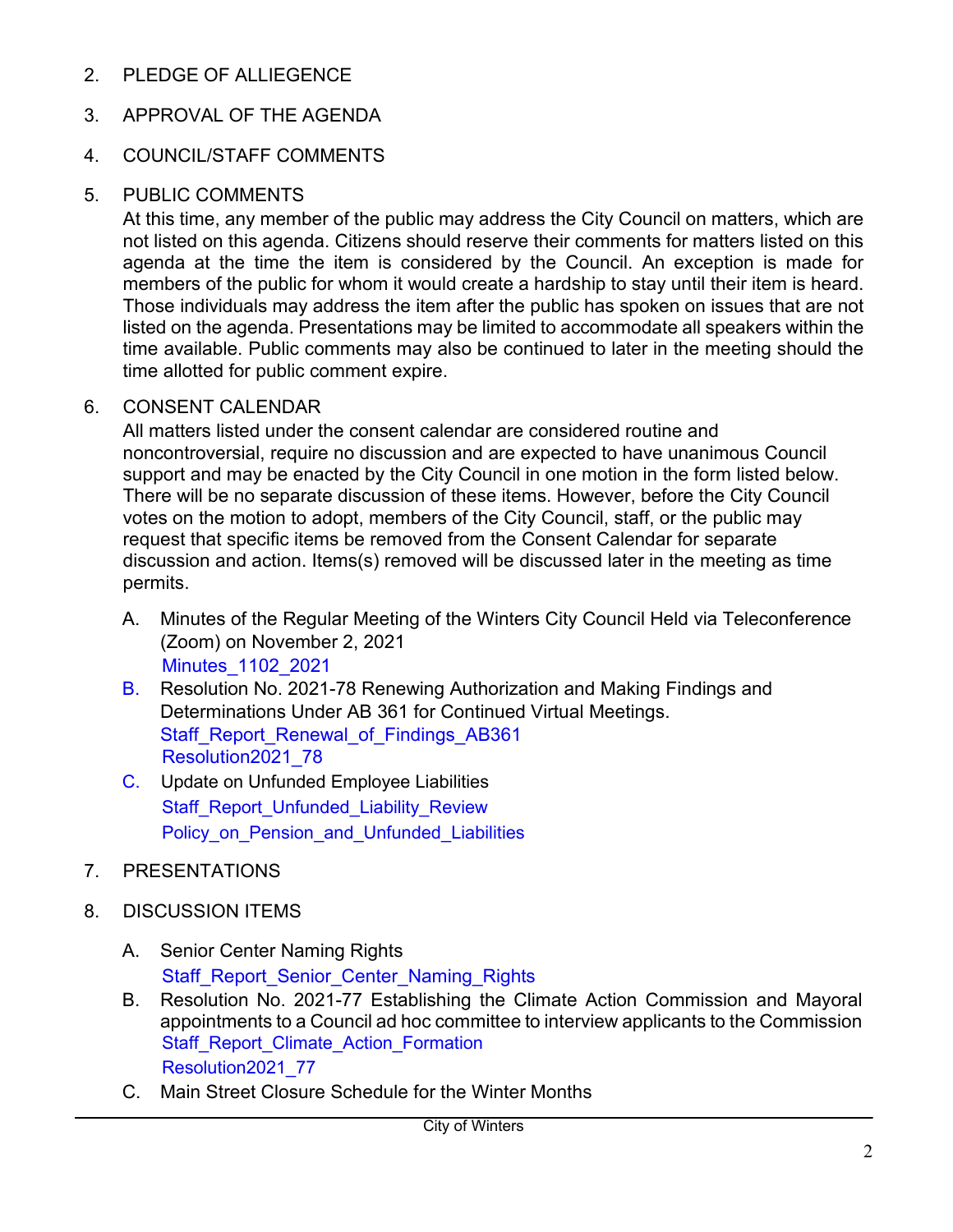2. PLEDGE OF ALLIEGENCE

3. APPROVAL OF THE AGENDA

4. COUNCIL/STAFF COMMENTS

5. PUBLIC COMMENTS

   At this time, any member of the public may address the City Council on matters, which are not listed on this agenda. Citizens should reserve their comments for matters listed on this agenda at the time the item is considered by the Council. An exception is made for members of the public for whom it would create a hardship to stay until their item is heard. Those individuals may address the item after the public has spoken on issues that are not listed on the agenda. Presentations may be limited to accommodate all speakers within the time available. Public comments may also be continued to later in the meeting should the time allotted for public comment expire.

6. CONSENT CALENDAR

   All matters listed under the consent calendar are considered routine and noncontroversial, require no discussion and are expected to have unanimous Council support and may be enacted by the City Council in one motion in the form listed below. There will be no separate discussion of these items. However, before the City Council votes on the motion to adopt, members of the City Council, staff, or the public may request that specific items be removed from the Consent Calendar for separate discussion and action. Items(s) removed will be discussed later in the meeting as time permits.

   A. Minutes of the Regular Meeting of the Winters City Council Held via Teleconference (Zoom) on November 2, 2021
      Minutes_1102_2021
   B. Resolution No. 2021-78 Renewing Authorization and Making Findings and Determinations Under AB 361 for Continued Virtual Meetings.
      Staff_Report_Renewal_of_Findings_AB361
      Resolution2021_78
   C. Update on Unfunded Employee Liabilities
      Staff_Report_Unfunded_Liability_Review
      Policy_on_Pension_and_Unfunded_Liabilities

7. PRESENTATIONS

8. DISCUSSION ITEMS

   A. Senior Center Naming Rights
      Staff_Report_Senior_Center_Naming_Rights
   B. Resolution No. 2021-77 Establishing the Climate Action Commission and Mayoral appointments to a Council ad hoc committee to interview applicants to the Commission
      Staff_Report_Climate_Action_Formation
      Resolution2021_77
   C. Main Street Closure Schedule for the Winter Months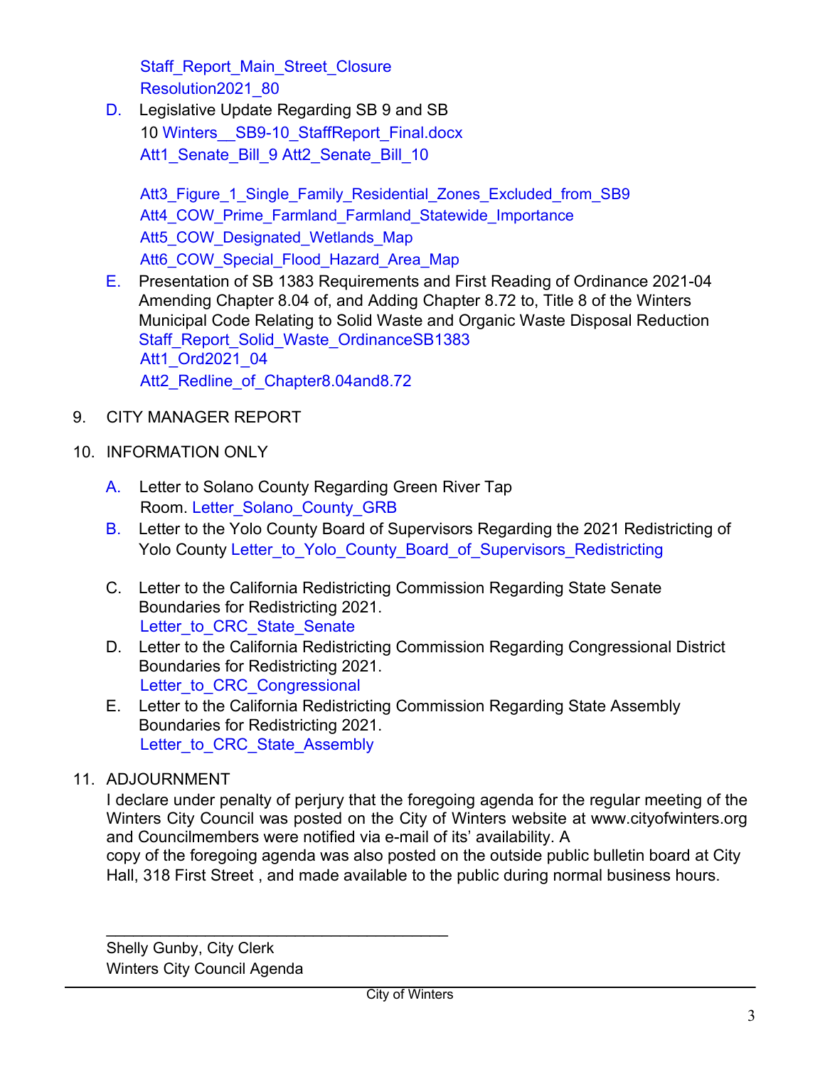Staff_Report_Main_Street_Closure
Resolution2021_80

D. Legislative Update Regarding SB 9 and SB 10 Winters__SB9-10_StaffReport_Final.docx
Att1_Senate_Bill_9 Att2_Senate_Bill_10

Att3_Figure_1_Single_Family_Residential_Zones_Excluded_from_SB9
Att4_COW_Prime_Farmland_Farmland_Statewide_Importance
Att5_COW_Designated_Wetlands_Map
Att6_COW_Special_Flood_Hazard_Area_Map

E. Presentation of SB 1383 Requirements and First Reading of Ordinance 2021-04 Amending Chapter 8.04 of, and Adding Chapter 8.72 to, Title 8 of the Winters Municipal Code Relating to Solid Waste and Organic Waste Disposal Reduction
Staff_Report_Solid_Waste_OrdinanceSB1383
Att1_Ord2021_04
Att2_Redline_of_Chapter8.04and8.72

9. CITY MANAGER REPORT

10. INFORMATION ONLY

A. Letter to Solano County Regarding Green River Tap Room. Letter_Solano_County_GRB

B. Letter to the Yolo County Board of Supervisors Regarding the 2021 Redistricting of Yolo County Letter_to_Yolo_County_Board_of_Supervisors_Redistricting

C. Letter to the California Redistricting Commission Regarding State Senate Boundaries for Redistricting 2021.
Letter_to_CRC_State_Senate

D. Letter to the California Redistricting Commission Regarding Congressional District Boundaries for Redistricting 2021.
Letter_to_CRC_Congressional

E. Letter to the California Redistricting Commission Regarding State Assembly Boundaries for Redistricting 2021.
Letter_to_CRC_State_Assembly

11. ADJOURNMENT

I declare under penalty of perjury that the foregoing agenda for the regular meeting of the Winters City Council was posted on the City of Winters website at www.cityofwinters.org and Councilmembers were notified via e-mail of its' availability. A copy of the foregoing agenda was also posted on the outside public bulletin board at City Hall, 318 First Street , and made available to the public during normal business hours.

_________________________________________

Shelly Gunby, City Clerk
Winters City Council Agenda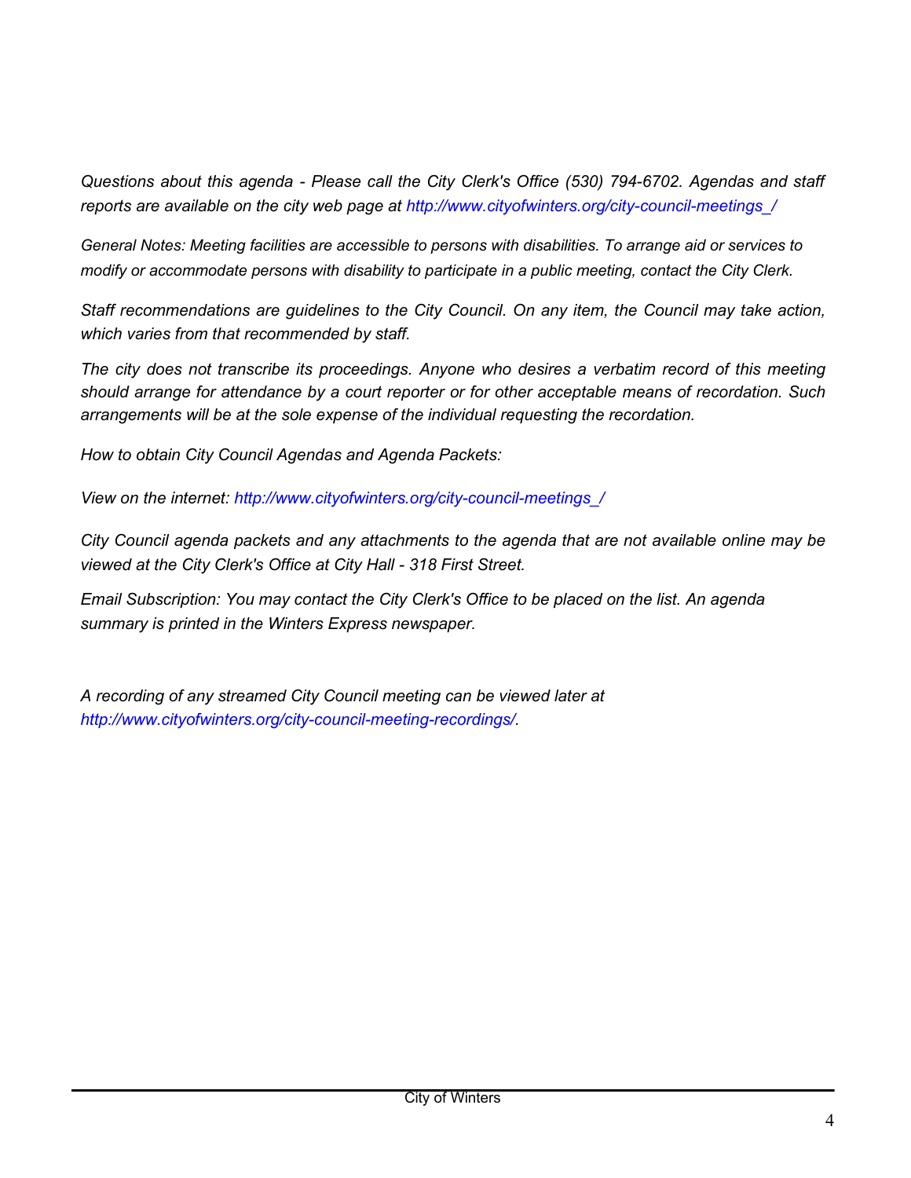*Questions about this agenda - Please call the City Clerk's Office (530) 794-6702. Agendas and staff reports are available on the city web page at http://www.cityofwinters.org/city-council-meetings_/*

*General Notes: Meeting facilities are accessible to persons with disabilities. To arrange aid or services to modify or accommodate persons with disability to participate in a public meeting, contact the City Clerk.*

*Staff recommendations are guidelines to the City Council. On any item, the Council may take action, which varies from that recommended by staff.*

*The city does not transcribe its proceedings. Anyone who desires a verbatim record of this meeting should arrange for attendance by a court reporter or for other acceptable means of recordation. Such arrangements will be at the sole expense of the individual requesting the recordation.*

*How to obtain City Council Agendas and Agenda Packets:*

*View on the internet: http://www.cityofwinters.org/city-council-meetings_/*

*City Council agenda packets and any attachments to the agenda that are not available online may be viewed at the City Clerk's Office at City Hall - 318 First Street.*

*Email Subscription: You may contact the City Clerk's Office to be placed on the list. An agenda summary is printed in the Winters Express newspaper.*

*A recording of any streamed City Council meeting can be viewed later at http://www.cityofwinters.org/city-council-meeting-recordings/.*